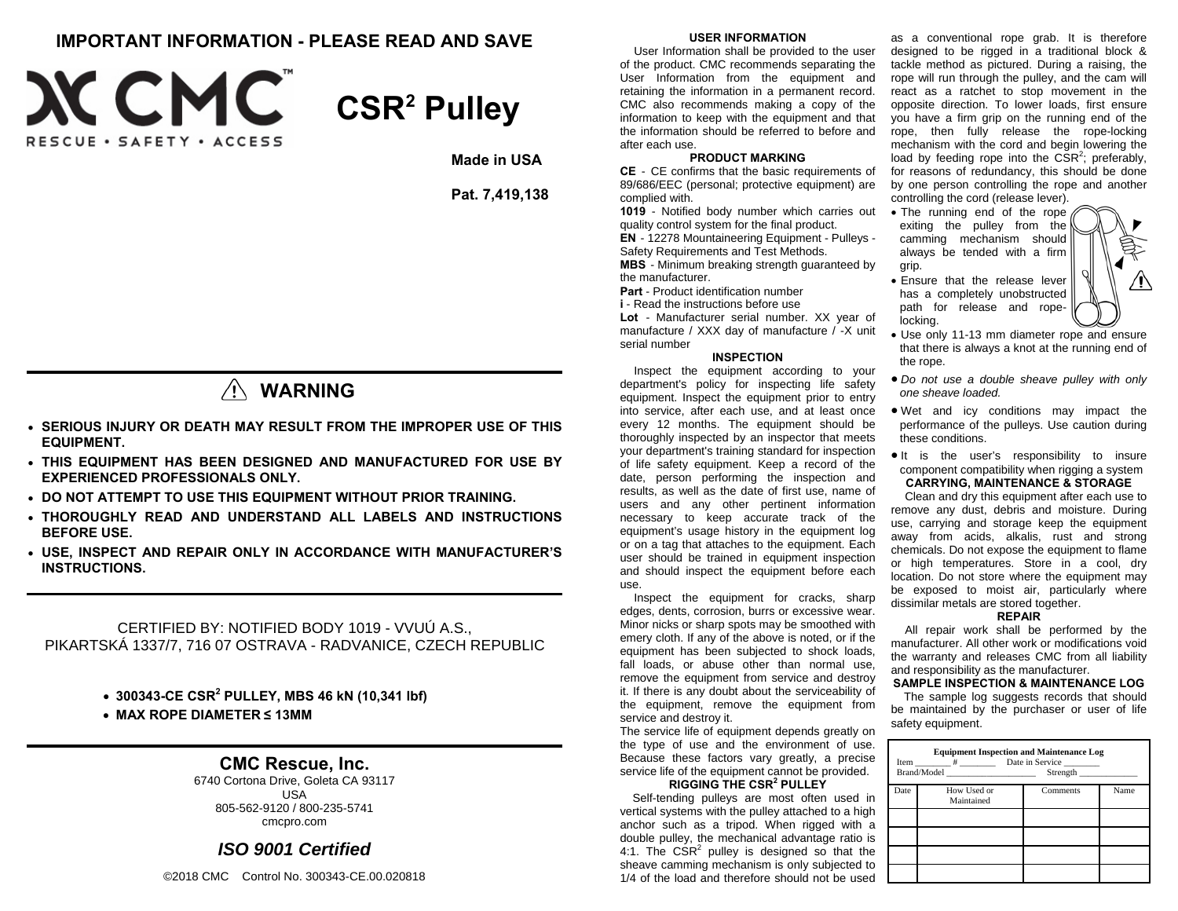# IMPORTANT INFORMATION - PLEASE READ AND SAVE

CMC
RESCUE • SAFETY • ACCESS

# CSR$^2$ Pulley

**Made in USA**

**Pat. 7,419,138**

## ⚠ WARNING

- **SERIOUS INJURY OR DEATH MAY RESULT FROM THE IMPROPER USE OF THIS EQUIPMENT.**
- **THIS EQUIPMENT HAS BEEN DESIGNED AND MANUFACTURED FOR USE BY EXPERIENCED PROFESSIONALS ONLY.**
- **DO NOT ATTEMPT TO USE THIS EQUIPMENT WITHOUT PRIOR TRAINING.**
- **THOROUGHLY READ AND UNDERSTAND ALL LABELS AND INSTRUCTIONS BEFORE USE.**
- **USE, INSPECT AND REPAIR ONLY IN ACCORDANCE WITH MANUFACTURER'S INSTRUCTIONS.**

CERTIFIED BY: NOTIFIED BODY 1019 - VVUÚ A.S., PIKARTSKÁ 1337/7, 716 07 OSTRAVA - RADVANICE, CZECH REPUBLIC

- **300343-CE CSR$^2$ PULLEY, MBS 46 kN (10,341 lbf)**
- **MAX ROPE DIAMETER ≤ 13MM**

**CMC Rescue, Inc.**
6740 Cortona Drive, Goleta CA 93117
USA
805-562-9120 / 800-235-5741
cmcpro.com

***ISO 9001 Certified***

©2018 CMC  Control No. 300343-CE.00.020818

### USER INFORMATION

User Information shall be provided to the user of the product. CMC recommends separating the User Information from the equipment and retaining the information in a permanent record. CMC also recommends making a copy of the information to keep with the equipment and that the information should be referred to before and after each use.

### PRODUCT MARKING

**CE** - CE confirms that the basic requirements of 89/686/EEC (personal; protective equipment) are complied with.
**1019** - Notified body number which carries out quality control system for the final product.
**EN** - 12278 Mountaineering Equipment - Pulleys - Safety Requirements and Test Methods.
**MBS** - Minimum breaking strength guaranteed by the manufacturer.
**Part** - Product identification number
**i** - Read the instructions before use
**Lot** - Manufacturer serial number. XX year of manufacture / XXX day of manufacture / -X unit serial number

### INSPECTION

Inspect the equipment according to your department's policy for inspecting life safety equipment. Inspect the equipment prior to entry into service, after each use, and at least once every 12 months. The equipment should be thoroughly inspected by an inspector that meets your department's training standard for inspection of life safety equipment. Keep a record of the date, person performing the inspection and results, as well as the date of first use, name of users and any other pertinent information necessary to keep accurate track of the equipment's usage history in the equipment log or on a tag that attaches to the equipment. Each user should be trained in equipment inspection and should inspect the equipment before each use.

Inspect the equipment for cracks, sharp edges, dents, corrosion, burrs or excessive wear. Minor nicks or sharp spots may be smoothed with emery cloth. If any of the above is noted, or if the equipment has been subjected to shock loads, fall loads, or abuse other than normal use, remove the equipment from service and destroy it. If there is any doubt about the serviceability of the equipment, remove the equipment from service and destroy it.

The service life of equipment depends greatly on the type of use and the environment of use. Because these factors vary greatly, a precise service life of the equipment cannot be provided.

### RIGGING THE CSR$^2$ PULLEY

Self-tending pulleys are most often used in vertical systems with the pulley attached to a high anchor such as a tripod. When rigged with a double pulley, the mechanical advantage ratio is 4:1. The CSR$^2$ pulley is designed so that the sheave camming mechanism is only subjected to 1/4 of the load and therefore should not be used as a conventional rope grab. It is therefore designed to be rigged in a traditional block & tackle method as pictured. During a raising, the rope will run through the pulley, and the cam will react as a ratchet to stop movement in the opposite direction. To lower loads, first ensure you have a firm grip on the running end of the rope, then fully release the rope-locking mechanism with the cord and begin lowering the load by feeding rope into the CSR$^2$; preferably, for reasons of redundancy, this should be done by one person controlling the rope and another controlling the cord (release lever).

- The running end of the rope exiting the pulley from the camming mechanism should always be tended with a firm grip.
- Ensure that the release lever has a completely unobstructed path for release and rope-locking.
- Use only 11-13 mm diameter rope and ensure that there is always a knot at the running end of the rope.
- *Do not use a double sheave pulley with only one sheave loaded.*
- Wet and icy conditions may impact the performance of the pulleys. Use caution during these conditions.
- It is the user's responsibility to insure component compatibility when rigging a system

### CARRYING, MAINTENANCE & STORAGE

Clean and dry this equipment after each use to remove any dust, debris and moisture. During use, carrying and storage keep the equipment away from acids, alkalis, rust and strong chemicals. Do not expose the equipment to flame or high temperatures. Store in a cool, dry location. Do not store where the equipment may be exposed to moist air, particularly where dissimilar metals are stored together.

### REPAIR

All repair work shall be performed by the manufacturer. All other work or modifications void the warranty and releases CMC from all liability and responsibility as the manufacturer.

### SAMPLE INSPECTION & MAINTENANCE LOG

The sample log suggests records that should be maintained by the purchaser or user of life safety equipment.

**Equipment Inspection and Maintenance Log**
Item ________ # ________ Date in Service ________
Brand/Model ____________________ Strength ____________

| Date | How Used or Maintained | Comments | Name |
|---|---|---|---|
| | | | |
| | | | |
| | | | |
| | | | |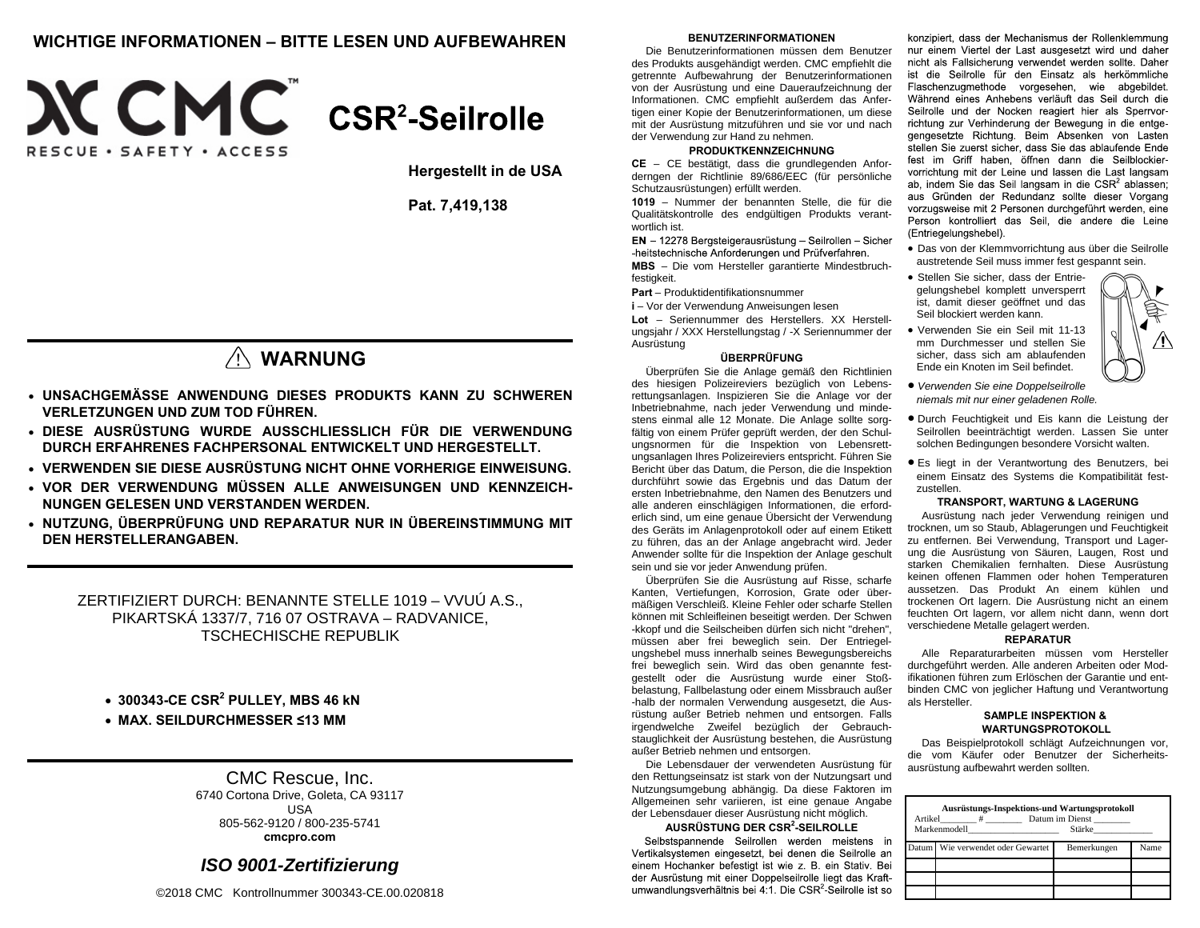WICHTIGE INFORMATIONEN – BITTE LESEN UND AUFBEWAHREN

CMC™ RESCUE • SAFETY • ACCESS

# CSR²-Seilrolle

**Hergestellt in de USA**

**Pat. 7,419,138**

## ⚠ WARNUNG

- **UNSACHGEMÄSSE ANWENDUNG DIESES PRODUKTS KANN ZU SCHWEREN VERLETZUNGEN UND ZUM TOD FÜHREN.**
- **DIESE AUSRÜSTUNG WURDE AUSSCHLIESSLICH FÜR DIE VERWENDUNG DURCH ERFAHRENES FACHPERSONAL ENTWICKELT UND HERGESTELLT.**
- **VERWENDEN SIE DIESE AUSRÜSTUNG NICHT OHNE VORHERIGE EINWEISUNG.**
- **VOR DER VERWENDUNG MÜSSEN ALLE ANWEISUNGEN UND KENNZEICHNUNGEN GELESEN UND VERSTANDEN WERDEN.**
- **NUTZUNG, ÜBERPRÜFUNG UND REPARATUR NUR IN ÜBEREINSTIMMUNG MIT DEN HERSTELLERANGABEN.**

ZERTIFIZIERT DURCH: BENANNTE STELLE 1019 – VVUÚ A.S., PIKARTSKÁ 1337/7, 716 07 OSTRAVA – RADVANICE, TSCHECHISCHE REPUBLIK

- **300343-CE CSR² PULLEY, MBS 46 kN**
- **MAX. SEILDURCHMESSER ≤13 MM**

CMC Rescue, Inc.
6740 Cortona Drive, Goleta, CA 93117
USA
805-562-9120 / 800-235-5741
**cmcpro.com**

***ISO 9001-Zertifizierung***

©2018 CMC Kontrollnummer 300343-CE.00.020818

### BENUTZERINFORMATIONEN

Die Benutzerinformationen müssen dem Benutzer des Produkts ausgehändigt werden. CMC empfiehlt die getrennte Aufbewahrung der Benutzerinformationen von der Ausrüstung und eine Daueraufzeichnung der Informationen. CMC empfiehlt außerdem das Anfertigen einer Kopie der Benutzerinformationen, um diese mit der Ausrüstung mitzuführen und sie vor und nach der Verwendung zur Hand zu nehmen.

### PRODUKTKENNZEICHNUNG

**CE** – CE bestätigt, dass die grundlegenden Anforderngen der Richtlinie 89/686/EEC (für persönliche Schutzausrüstungen) erfüllt werden.

**1019** – Nummer der benannten Stelle, die für die Qualitätskontrolle des endgültigen Produkts verantwortlich ist.

**EN** – 12278 Bergsteigerausrüstung – Seilrollen – Sicherheitstechnische Anforderungen und Prüfverfahren.

**MBS** – Die vom Hersteller garantierte Mindestbruchfestigkeit.

**Part** – Produktidentifikationsnummer

**i** – Vor der Verwendung Anweisungen lesen

**Lot** – Seriennummer des Herstellers. XX Herstellungsjahr / XXX Herstellungstag / -X Seriennummer der Ausrüstung

### ÜBERPRÜFUNG

Überprüfen Sie die Anlage gemäß den Richtlinien des hiesigen Polizeireviers bezüglich von Lebensrettungsanlagen. Inspizieren Sie die Anlage vor der Inbetriebnahme, nach jeder Verwendung und mindestens einmal alle 12 Monate. Die Anlage sollte sorgfältig von einem Prüfer geprüft werden, der den Schulungsnormen für die Inspektion von Lebensrettungsanlagen Ihres Polizeireviers entspricht. Führen Sie Bericht über das Datum, die Person, die die Inspektion durchführt sowie das Ergebnis und das Datum der ersten Inbetriebnahme, den Namen des Benutzers und alle anderen einschlägigen Informationen, die erforderlich sind, um eine genaue Übersicht der Verwendung des Geräts im Anlagenprotokoll oder auf einem Etikett zu führen, das an der Anlage angebracht wird. Jeder Anwender sollte für die Inspektion der Anlage geschult sein und sie vor jeder Anwendung prüfen.

Überprüfen Sie die Ausrüstung auf Risse, scharfe Kanten, Vertiefungen, Korrosion, Grate oder übermäßigen Verschleiß. Kleine Fehler oder scharfe Stellen können mit Schleifleinen beseitigt werden. Der Schwenkkopf und die Seilscheiben dürfen sich nicht "drehen", müssen aber frei beweglich sein. Der Entriegelungshebel muss innerhalb seines Bewegungsbereichs frei beweglich sein. Wird das oben genannte festgestellt oder die Ausrüstung wurde einer Stoßbelastung, Fallbelastung oder einem Missbrauch außerhalb der normalen Verwendung ausgesetzt, die Ausrüstung außer Betrieb nehmen und entsorgen. Falls irgendwelche Zweifel bezüglich der Gebrauchstauglichkeit der Ausrüstung bestehen, die Ausrüstung außer Betrieb nehmen und entsorgen.

Die Lebensdauer der verwendeten Ausrüstung für den Rettungseinsatz ist stark von der Nutzungsart und Nutzungsumgebung abhängig. Da diese Faktoren im Allgemeinen sehr variieren, ist eine genaue Angabe der Lebensdauer dieser Ausrüstung nicht möglich.

### AUSRÜSTUNG DER CSR²-SEILROLLE

Selbstspannende Seilrollen werden meistens in Vertikalsystemen eingesetzt, bei denen die Seilrolle an einem Hochanker befestigt ist wie z. B. ein Stativ. Bei der Ausrüstung mit einer Doppelseilrolle liegt das Kraftumwandlungsverhältnis bei 4:1. Die CSR²-Seilrolle ist so konzipiert, dass der Mechanismus der Rollenklemmung nur einem Viertel der Last ausgesetzt wird und daher nicht als Fallsicherung verwendet werden sollte. Daher ist die Seilrolle für den Einsatz als herkömmliche Flaschenzugmethode vorgesehen, wie abgebildet. Während eines Anhebens verläuft das Seil durch die Seilrolle und der Nocken reagiert hier als Sperrvorrichtung zur Verhinderung der Bewegung in die entgegengesetzte Richtung. Beim Absenken von Lasten stellen Sie zuerst sicher, dass Sie das ablaufende Ende fest im Griff haben, öffnen dann die Seilblockiervorrichtung mit der Leine und lassen die Last langsam ab, indem Sie das Seil langsam in die CSR² ablassen; aus Gründen der Redundanz sollte dieser Vorgang vorzugsweise mit 2 Personen durchgeführt werden, eine Person kontrolliert das Seil, die andere die Leine (Entriegelungshebel).

- Das von der Klemmvorrichtung aus über die Seilrolle austretende Seil muss immer fest gespannt sein.
- Stellen Sie sicher, dass der Entriegelungshebel komplett unversperrt ist, damit dieser geöffnet und das Seil blockiert werden kann.
- Verwenden Sie ein Seil mit 11-13 mm Durchmesser und stellen Sie sicher, dass sich am ablaufenden Ende ein Knoten im Seil befindet.
- *Verwenden Sie eine Doppelseilrolle niemals mit nur einer geladenen Rolle.*
- Durch Feuchtigkeit und Eis kann die Leistung der Seilrollen beeinträchtigt werden. Lassen Sie unter solchen Bedingungen besondere Vorsicht walten.
- Es liegt in der Verantwortung des Benutzers, bei einem Einsatz des Systems die Kompatibilität festzustellen.

### TRANSPORT, WARTUNG & LAGERUNG

Ausrüstung nach jeder Verwendung reinigen und trocknen, um so Staub, Ablagerungen und Feuchtigkeit zu entfernen. Bei Verwendung, Transport und Lagerung die Ausrüstung von Säuren, Laugen, Rost und starken Chemikalien fernhalten. Diese Ausrüstung keinen offenen Flammen oder hohen Temperaturen aussetzen. Das Produkt An einem kühlen und trockenen Ort lagern. Die Ausrüstung nicht an einem feuchten Ort lagern, vor allem nicht dann, wenn dort verschiedene Metalle gelagert werden.

### REPARATUR

Alle Reparaturarbeiten müssen vom Hersteller durchgeführt werden. Alle anderen Arbeiten oder Modifikationen führen zum Erlöschen der Garantie und entbinden CMC von jeglicher Haftung und Verantwortung als Hersteller.

### SAMPLE INSPEKTION & WARTUNGSPROTOKOLL

Das Beispielprotokoll schlägt Aufzeichnungen vor, die vom Käufer oder Benutzer der Sicherheitsausrüstung aufbewahrt werden sollten.

**Ausrüstungs-Inspektions-und Wartungsprotokoll**
Artikel________ # ________ Datum im Dienst ________
Markenmodell____________________ Stärke____________

| Datum | Wie verwendet oder Gewartet | Bemerkungen | Name |
|---|---|---|---|
| | | | |
| | | | |
| | | | |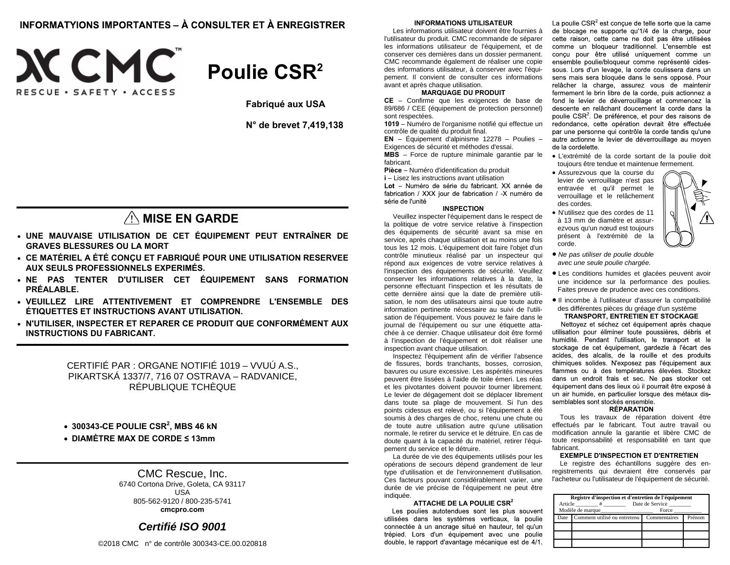# INFORMATYIONS IMPORTANTES – À CONSULTER ET À ENREGISTRER

CMC™
RESCUE • SAFETY • ACCESS

# Poulie CSR$^2$

**Fabriqué aux USA**

**N° de brevet 7,419,138**

## ⚠ MISE EN GARDE

- **UNE MAUVAISE UTILISATION DE CET ÉQUIPEMENT PEUT ENTRAÎNER DE GRAVES BLESSURES OU LA MORT**
- **CE MATÉRIEL A ÉTÉ CONÇU ET FABRIQUÉ POUR UNE UTILISATION RESERVEE AUX SEULS PROFESSIONNELS EXPERIMÉS.**
- **NE PAS TENTER D'UTILISER CET ÉQUIPEMENT SANS FORMATION PRÉALABLE.**
- **VEUILLEZ LIRE ATTENTIVEMENT ET COMPRENDRE L'ENSEMBLE DES ÉTIQUETTES ET INSTRUCTIONS AVANT UTILISATION.**
- **N'UTILISER, INSPECTER ET REPARER CE PRODUIT QUE CONFORMÉMENT AUX INSTRUCTIONS DU FABRICANT.**

CERTIFIÉ PAR : ORGANE NOTIFIÉ 1019 – VVUÚ A.S., PIKARTSKÁ 1337/7, 716 07 OSTRAVA – RADVANICE, RÉPUBLIQUE TCHÈQUE

- **300343-CE POULIE CSR$^2$, MBS 46 kN**
- **DIAMÈTRE MAX DE CORDE ≤ 13mm**

CMC Rescue, Inc.
6740 Cortona Drive, Goleta, CA 93117
USA
805-562-9120 / 800-235-5741
**cmcpro.com**

***Certifié ISO 9001***

©2018 CMC n° de contrôle 300343-CE.00.020818

### INFORMATIONS UTILISATEUR

Les informations utilisateur doivent être fournies à l'utilisateur du produit. CMC recommande de séparer les informations utilisateur de l'équipement, et de conserver ces dernières dans un dossier permanent. CMC recommande également de réaliser une copie des informations utilisateur, à conserver avec l'équipement. Il convient de consulter ces informations avant et après chaque utilisation.

### MARQUAGE DU PRODUIT

**CE** – Confirme que les exigences de base de 89/686 / CEE (équipement de protection personnel) sont respectées.

**1019** – Numéro de l'organisme notifié qui effectue un contrôle de qualité du produit final.

**EN** – Équipement d'alpinisme 12278 – Poulies – Exigences de sécurité et méthodes d'essai.

**MBS** – Force de rupture minimale garantie par le fabricant.

**Pièce** – Numéro d'identification du produit

**i** – Lisez les instructions avant utilisation

**Lot** – Numéro de série du fabricant. XX année de fabrication / XXX jour de fabrication / -X numéro de série de l'unité

### INSPECTION

Veuillez inspecter l'équipement dans le respect de la politique de votre service relative à l'inspection des équipements de sécurité avant sa mise en service, après chaque utilisation et au moins une fois tous les 12 mois. L'équipement doit faire l'objet d'un contrôle minutieux réalisé par un inspecteur qui répond aux exigences de votre service relatives à l'inspection des équipements de sécurité. Veuillez conserver les informations relatives à la date, la personne effectuant l'inspection et les résultats de cette dernière ainsi que la date de première utilisation, le nom des utilisateurs ainsi que toute autre information pertinente nécessaire au suivi de l'utilisation de l'équipement. Vous pouvez le faire dans le journal de l'équipement ou sur une étiquette attachée à ce dernier. Chaque utilisateur doit être formé à l'inspection de l'équipement et doit réaliser une inspection avant chaque utilisation.

Inspectez l'équipement afin de vérifier l'absence de fissures, bords tranchants, bosses, corrosion, bavures ou usure excessive. Les aspérités mineures peuvent être lissées à l'aide de toile émeri. Les réas et les pivotantes doivent pouvoir tourner librement. Le levier de dégagement doit se déplacer librement dans toute sa plage de mouvement. Si l'un des points cidessus est relevé, ou si l'équipement a été soumis à des charges de choc, retenu une chute ou de toute autre utilisation autre qu'une utilisation normale, le retirer du service et le détruire. En cas de doute quant à la capacité du matériel, retirer l'équipement du service et le détruire.

La durée de vie des équipements utilisés pour les opérations de secours dépend grandement de leur type d'utilisation et de l'environnement d'utilisation. Ces facteurs pouvant considérablement varier, une durée de vie précise de l'équipement ne peut être indiquée.

### ATTACHE DE LA POULIE CSR$^2$

Les poulies autotendues sont les plus souvent utilisées dans les systèmes verticaux, la poulie connectée à un ancrage situé en hauteur, tel qu'un trépied. Lors d'un équipement avec une poulie double, le rapport d'avantage mécanique est de 4/1. La poulie CSR$^2$ est conçue de telle sorte que la came de blocage ne supporte qu'1/4 de la charge, pour cette raison, cette came ne doit pas être utilisées comme un bloqueur traditionnel. L'ensemble est conçu pour être utilisé uniquement comme un ensemble poulie/bloqueur comme représenté cidessous. Lors d'un levage, la corde coulissera dans un sens mais sera bloquée dans le sens opposé. Pour relâcher la charge, assurez vous de maintenir fermement le brin libre de la corde, puis actionnez a fond le levier de déverrouillage et commencez la descente en relâchant doucement la corde dans la poulie CSR$^2$. De préférence, et pour des raisons de redondance, cette opération devrait être effectuée par une personne qui contrôle la corde tandis qu'une autre actionne le levier de déverrouillage au moyen de la cordelette.

- L'extrémité de la corde sortant de la poulie doit toujours être tendue et maintenue fermement.
- Assurezvous que la course du levier de verrouillage n'est pas entravée et qu'il permet le verrouillage et le relâchement des cordes.
- N'utilisez que des cordes de 11 à 13 mm de diamètre et assurezvous qu'un nœud est toujours présent à l'extrémité de la corde.
- *Ne pas utiliser de poulie double avec une seule poulie chargée.*
- Les conditions humides et glacées peuvent avoir une incidence sur la performance des poulies. Faites preuve de prudence avec ces conditions.
- Il incombe à l'utilisateur d'assurer la compatibilité des différentes pièces du gréage d'un système

### TRANSPORT, ENTRETIEN ET STOCKAGE

Nettoyez et séchez cet équipement après chaque utilisation pour éliminer toute poussières, débris et humidité. Pendant l'utilisation, le transport et le stockage de cet équipement, gardezle à l'écart des acides, des alcalis, de la rouille et des produits chimiques solides. N'exposez pas l'équipement aux flammes ou à des températures élevées. Stockez dans un endroit frais et sec. Ne pas stocker cet équipement dans des lieux où il pourrait être exposé à un air humide, en particulier lorsque des métaux dissemblables sont stockés ensemble.

### RÉPARATION

Tous les travaux de réparation doivent être effectués par le fabricant. Tout autre travail ou modification annule la garantie et libère CMC de toute responsabilité et responsabilité en tant que fabricant.

### EXEMPLE D'INSPECTION ET D'ENTRETIEN

Le registre des échantillons suggère des enregistrements qui devraient être conservés par l'acheteur ou l'utilisateur de l'équipement de sécurité.

**Registre d'inspection et d'entretien de l'équipement**

Article ________ # ________ Date de Service ________
Modèle de marque ________ Force ________

| Date | Comment utilisé ou entretenu | Commentaires | Prénom |
|---|---|---|---|
| | | | |
| | | | |
| | | | |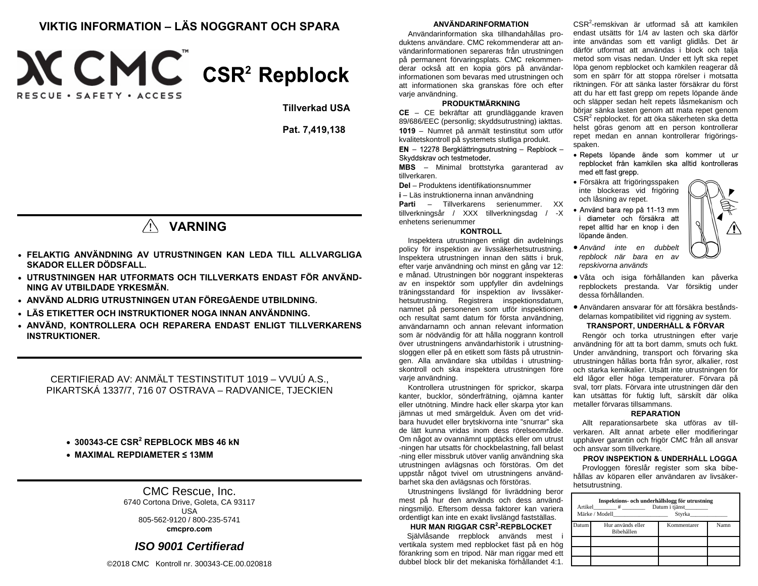# VIKTIG INFORMATION – LÄS NOGGRANT OCH SPARA

CMC RESCUE • SAFETY • ACCESS

# CSR$^2$ Repblock

**Tillverkad USA**

**Pat. 7,419,138**

## ⚠ VARNING

- **FELAKTIG ANVÄNDNING AV UTRUSTNINGEN KAN LEDA TILL ALLVARGLIGA SKADOR ELLER DÖDSFALL.**
- **UTRUSTNINGEN HAR UTFORMATS OCH TILLVERKATS ENDAST FÖR ANVÄNDNING AV UTBILDADE YRKESMÄN.**
- **ANVÄND ALDRIG UTRUSTNINGEN UTAN FÖREGÅENDE UTBILDNING.**
- **LÄS ETIKETTER OCH INSTRUKTIONER NOGA INNAN ANVÄNDNING.**
- **ANVÄND, KONTROLLERA OCH REPARERA ENDAST ENLIGT TILLVERKARENS INSTRUKTIONER.**

CERTIFIERAD AV: ANMÄLT TESTINSTITUT 1019 – VVUÚ A.S., PIKARTSKÁ 1337/7, 716 07 OSTRAVA – RADVANICE, TJECKIEN

- **300343-CE CSR$^2$ REPBLOCK MBS 46 kN**
- **MAXIMAL REPDIAMETER ≤ 13MM**

CMC Rescue, Inc.
6740 Cortona Drive, Goleta, CA 93117
USA
805-562-9120 / 800-235-5741
**cmcpro.com**

***ISO 9001 Certifierad***

©2018 CMC Kontroll nr. 300343-CE.00.020818

### ANVÄNDARINFORMATION

Användarinformation ska tillhandahållas produktens användare. CMC rekommenderar att användarinformationen separeras från utrustningen på permanent förvaringsplats. CMC rekommenderar också att en kopia görs på användarinformationen som bevaras med utrustningen och att informationen ska granskas före och efter varje användning.

### PRODUKTMÄRKNING

**CE** – CE bekräftar att grundläggande kraven 89/686/EEC (personlig; skyddsutrustning) iakttas.

**1019** – Numret på anmält testinstitut som utför kvalitetskontroll på systemets slutliga produkt.

**EN** – 12278 Bergklättringsutrustning – Repblock – Skyddskrav och testmetoder.

**MBS** – Minimal brottstyrka garanterad av tillverkaren.

**Del** – Produktens identifikationsnummer

**i** – Läs instruktionerna innan användning

**Parti** – Tillverkarens serienummer. XX tillverkningsår / XXX tillverkningsdag / -X enhetens serienummer

### KONTROLL

Inspektera utrustningen enligt din avdelnings policy för inspektion av livssäkerhetsutrustning. Inspektera utrustningen innan den sätts i bruk, efter varje användning och minst en gång var 12:e månad. Utrustningen bör noggrant inspekteras av en inspektör som uppfyller din avdelnings träningsstandard för inspektion av livssäkerhetsutrustning. Registrera inspektionsdatum, namnet på personenen som utför inspektionen och resultat samt datum för första användning, användarnamn och annan relevant information som är nödvändig för att hålla noggrann kontroll över utrustningens användarhistorik i utrustningsloggen eller på en etikett som fästs på utrustningen. Alla användare ska utbildas i utrustningskontroll och ska inspektera utrustningen före varje användning.

Kontrollera utrustningen för sprickor, skarpa kanter, bucklor, sönderfrätning, ojämna kanter eller utnötning. Mindre hack eller skarpa ytor kan jämnas ut med smärgelduk. Även om det vridbara huvudet eller brytskivorna inte "snurrar" ska de lätt kunna vridas inom dess rörelseområde. Om något av ovannämnt upptäcks eller om utrust-ningen har utsatts för chockbelastning, fall belast-ning eller missbruk utöver vanlig användning ska utrustningen avlägsnas och förstöras. Om det uppstår något tvivel om utrustningens användbarhet ska den avlägsnas och förstöras.

Utrustningens livslängd för livräddning beror mest på hur den används och dess användningsmiljö. Eftersom dessa faktorer kan variera ordentligt kan inte en exakt livslängd fastställas.

### HUR MAN RIGGAR CSR$^2$-REPBLOCKET

Självlåsande rrepblock används mest i vertikala system med repblocket fäst på en hög förankring som en tripod. När man riggar med ett dubbel block blir det mekaniska förhållandet 4:1. CSR$^2$-remskivan är utformad så att kamkilen endast utsätts för 1/4 av lasten och ska därför inte användas som ett vanligt glidlås. Det är därför utformat att användas i block och talja metod som visas nedan. Under ett lyft ska repet löpa genom repblocket och kamkilen reagerar då som en spärr för att stoppa rörelser i motsatta riktningen. För att sänka laster försäkrar du först att du har ett fast grepp om repets löpande ände och släpper sedan helt repets låsmekanism och börjar sänka lasten genom att mata repet genom CSR$^2$ repblocket. för att öka säkerheten ska detta helst göras genom att en person kontrollerar repet medan en annan kontrollerar frigöringsspaken.

- Repets löpande ände som kommer ut ur repblocket från kamkilen ska alltid kontrolleras med ett fast grepp.
- Försäkra att frigöringsspaken inte blockeras vid frigöring och låsning av repet.
- Använd bara rep på 11-13 mm i diameter och försäkra att repet alltid har en knop i den löpande änden.
- *Använd inte en dubbelt repblock när bara en av repskivorna används*
- Våta och isiga förhållanden kan påverka repblockets prestanda. Var försiktig under dessa förhållanden.
- Användaren ansvarar för att försäkra beståndsdelarnas kompatibilitet vid riggning av system.

### TRANSPORT, UNDERHÅLL & FÖRVAR

Rengör och torka utrustningen efter varje användning för att ta bort damm, smuts och fukt. Under användning, transport och förvaring ska utrustningen hållas borta från syror, alkalier, rost och starka kemikalier. Utsätt inte utrustningen för eld lågor eller höga temperaturer. Förvara på sval, torr plats. Förvara inte utrustningen där den kan utsättas för fuktig luft, särskilt där olika metaller förvaras tillsammans.

### REPARATION

Allt reparationsarbete ska utföras av tillverkaren. Allt annat arbete eller modifieringar upphäver garantin och frigör CMC från all ansvar och ansvar som tillverkare.

### PROV INSPEKTION & UNDERHÅLL LOGGA

Provloggen föreslår register som ska bibehållas av köparen eller användaren av livsäkerhetsutrustning.

**Inspektions- och underhållslogg för utrustning**
Artikel________ # ________ Datum i tjänst________
Märke / Modell____________________ Styrka____________

| Datum | Hur används eller Bibehållen | Kommentarer | Namn |
| --- | --- | --- | --- |
| | | | |
| | | | |
| | | | |